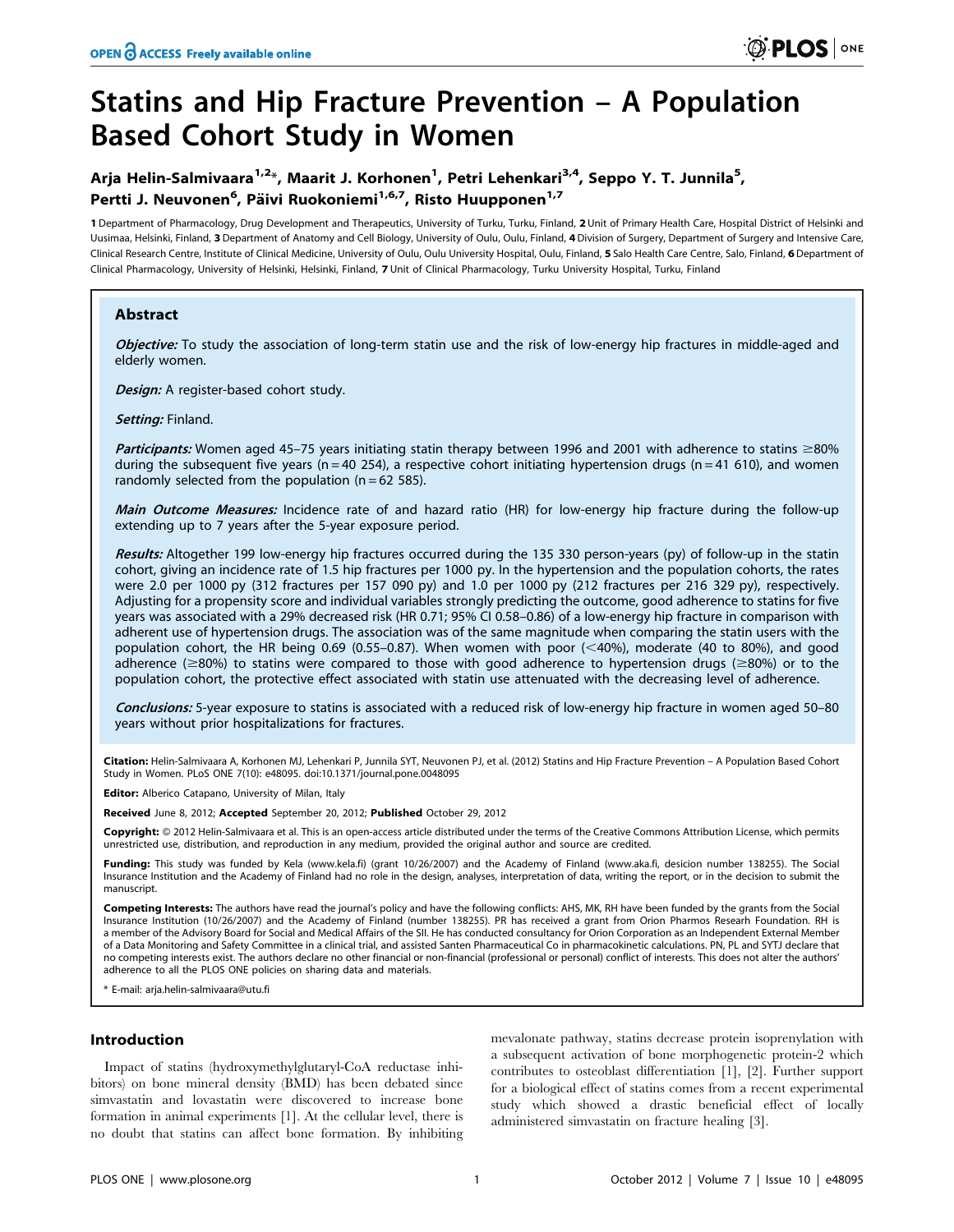# Statins and Hip Fracture Prevention – A Population Based Cohort Study in Women

**Arja Helin-Salmivaara[1,2]*, Maarit J. Korhonen[1], Petri Lehenkari[3,4], Seppo Y. T. Junnila[5], Pertti J. Neuvonen[6], Päivi Ruokoniemi[1,6,7], Risto Huupponen[1,7]**

1 Department of Pharmacology, Drug Development and Therapeutics, University of Turku, Turku, Finland, 2 Unit of Primary Health Care, Hospital District of Helsinki and Uusimaa, Helsinki, Finland, 3 Department of Anatomy and Cell Biology, University of Oulu, Oulu, Finland, 4 Division of Surgery, Department of Surgery and Intensive Care, Clinical Research Centre, Institute of Clinical Medicine, University of Oulu, Oulu University Hospital, Oulu, Finland, 5 Salo Health Care Centre, Salo, Finland, 6 Department of Clinical Pharmacology, University of Helsinki, Helsinki, Finland, 7 Unit of Clinical Pharmacology, Turku University Hospital, Turku, Finland

## Abstract

***Objective:*** To study the association of long-term statin use and the risk of low-energy hip fractures in middle-aged and elderly women.

***Design:*** A register-based cohort study.

***Setting:*** Finland.

***Participants:*** Women aged 45–75 years initiating statin therapy between 1996 and 2001 with adherence to statins ≥80% during the subsequent five years (n = 40 254), a respective cohort initiating hypertension drugs (n = 41 610), and women randomly selected from the population (n = 62 585).

***Main Outcome Measures:*** Incidence rate of and hazard ratio (HR) for low-energy hip fracture during the follow-up extending up to 7 years after the 5-year exposure period.

***Results:*** Altogether 199 low-energy hip fractures occurred during the 135 330 person-years (py) of follow-up in the statin cohort, giving an incidence rate of 1.5 hip fractures per 1000 py. In the hypertension and the population cohorts, the rates were 2.0 per 1000 py (312 fractures per 157 090 py) and 1.0 per 1000 py (212 fractures per 216 329 py), respectively. Adjusting for a propensity score and individual variables strongly predicting the outcome, good adherence to statins for five years was associated with a 29% decreased risk (HR 0.71; 95% CI 0.58–0.86) of a low-energy hip fracture in comparison with adherent use of hypertension drugs. The association was of the same magnitude when comparing the statin users with the population cohort, the HR being 0.69 (0.55–0.87). When women with poor (<40%), moderate (40 to 80%), and good adherence (≥80%) to statins were compared to those with good adherence to hypertension drugs (≥80%) or to the population cohort, the protective effect associated with statin use attenuated with the decreasing level of adherence.

***Conclusions:*** 5-year exposure to statins is associated with a reduced risk of low-energy hip fracture in women aged 50–80 years without prior hospitalizations for fractures.

**Citation:** Helin-Salmivaara A, Korhonen MJ, Lehenkari P, Junnila SYT, Neuvonen PJ, et al. (2012) Statins and Hip Fracture Prevention – A Population Based Cohort Study in Women. PLoS ONE 7(10): e48095. doi:10.1371/journal.pone.0048095

**Editor:** Alberico Catapano, University of Milan, Italy

**Received** June 8, 2012; **Accepted** September 20, 2012; **Published** October 29, 2012

**Copyright:** © 2012 Helin-Salmivaara et al. This is an open-access article distributed under the terms of the Creative Commons Attribution License, which permits unrestricted use, distribution, and reproduction in any medium, provided the original author and source are credited.

**Funding:** This study was funded by Kela (www.kela.fi) (grant 10/26/2007) and the Academy of Finland (www.aka.fi, desicion number 138255). The Social Insurance Institution and the Academy of Finland had no role in the design, analyses, interpretation of data, writing the report, or in the decision to submit the manuscript.

**Competing Interests:** The authors have read the journal's policy and have the following conflicts: AHS, MK, RH have been funded by the grants from the Social Insurance Institution (10/26/2007) and the Academy of Finland (number 138255). PR has received a grant from Orion Pharmos Researh Foundation. RH is a member of the Advisory Board for Social and Medical Affairs of the SII. He has conducted consultancy for Orion Corporation as an Independent External Member of a Data Monitoring and Safety Committee in a clinical trial, and assisted Santen Pharmaceutical Co in pharmacokinetic calculations. PN, PL and SYTJ declare that no competing interests exist. The authors declare no other financial or non-financial (professional or personal) conflict of interests. This does not alter the authors' adherence to all the PLOS ONE policies on sharing data and materials.

* E-mail: arja.helin-salmivaara@utu.fi

## Introduction

Impact of statins (hydroxymethylglutaryl-CoA reductase inhibitors) on bone mineral density (BMD) has been debated since simvastatin and lovastatin were discovered to increase bone formation in animal experiments [1]. At the cellular level, there is no doubt that statins can affect bone formation. By inhibiting mevalonate pathway, statins decrease protein isoprenylation with a subsequent activation of bone morphogenetic protein-2 which contributes to osteoblast differentiation [1], [2]. Further support for a biological effect of statins comes from a recent experimental study which showed a drastic beneficial effect of locally administered simvastatin on fracture healing [3].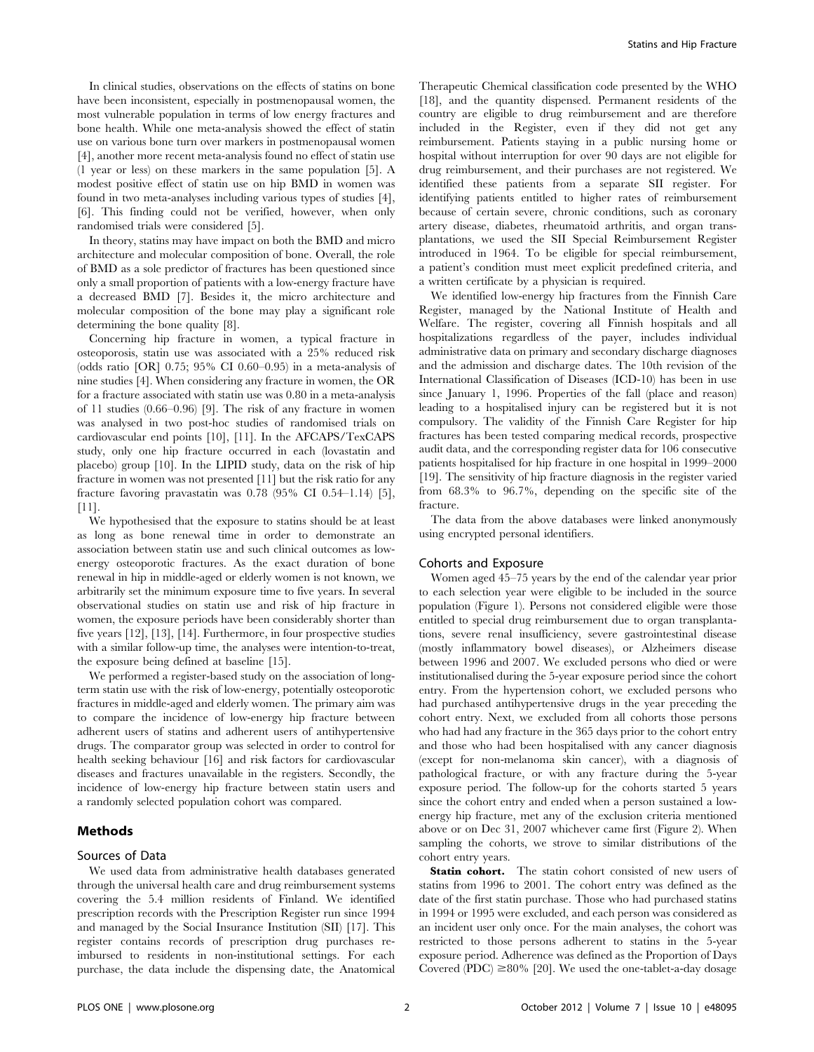In clinical studies, observations on the effects of statins on bone have been inconsistent, especially in postmenopausal women, the most vulnerable population in terms of low energy fractures and bone health. While one meta-analysis showed the effect of statin use on various bone turn over markers in postmenopausal women [4], another more recent meta-analysis found no effect of statin use (1 year or less) on these markers in the same population [5]. A modest positive effect of statin use on hip BMD in women was found in two meta-analyses including various types of studies [4], [6]. This finding could not be verified, however, when only randomised trials were considered [5].

In theory, statins may have impact on both the BMD and micro architecture and molecular composition of bone. Overall, the role of BMD as a sole predictor of fractures has been questioned since only a small proportion of patients with a low-energy fracture have a decreased BMD [7]. Besides it, the micro architecture and molecular composition of the bone may play a significant role determining the bone quality [8].

Concerning hip fracture in women, a typical fracture in osteoporosis, statin use was associated with a 25% reduced risk (odds ratio [OR] 0.75; 95% CI 0.60–0.95) in a meta-analysis of nine studies [4]. When considering any fracture in women, the OR for a fracture associated with statin use was 0.80 in a meta-analysis of 11 studies (0.66–0.96) [9]. The risk of any fracture in women was analysed in two post-hoc studies of randomised trials on cardiovascular end points [10], [11]. In the AFCAPS/TexCAPS study, only one hip fracture occurred in each (lovastatin and placebo) group [10]. In the LIPID study, data on the risk of hip fracture in women was not presented [11] but the risk ratio for any fracture favoring pravastatin was 0.78 (95% CI 0.54–1.14) [5], [11].

We hypothesised that the exposure to statins should be at least as long as bone renewal time in order to demonstrate an association between statin use and such clinical outcomes as low-energy osteoporotic fractures. As the exact duration of bone renewal in hip in middle-aged or elderly women is not known, we arbitrarily set the minimum exposure time to five years. In several observational studies on statin use and risk of hip fracture in women, the exposure periods have been considerably shorter than five years [12], [13], [14]. Furthermore, in four prospective studies with a similar follow-up time, the analyses were intention-to-treat, the exposure being defined at baseline [15].

We performed a register-based study on the association of long-term statin use with the risk of low-energy, potentially osteoporotic fractures in middle-aged and elderly women. The primary aim was to compare the incidence of low-energy hip fracture between adherent users of statins and adherent users of antihypertensive drugs. The comparator group was selected in order to control for health seeking behaviour [16] and risk factors for cardiovascular diseases and fractures unavailable in the registers. Secondly, the incidence of low-energy hip fracture between statin users and a randomly selected population cohort was compared.

## Methods

### Sources of Data

We used data from administrative health databases generated through the universal health care and drug reimbursement systems covering the 5.4 million residents of Finland. We identified prescription records with the Prescription Register run since 1994 and managed by the Social Insurance Institution (SII) [17]. This register contains records of prescription drug purchases reimbursed to residents in non-institutional settings. For each purchase, the data include the dispensing date, the Anatomical Therapeutic Chemical classification code presented by the WHO [18], and the quantity dispensed. Permanent residents of the country are eligible to drug reimbursement and are therefore included in the Register, even if they did not get any reimbursement. Patients staying in a public nursing home or hospital without interruption for over 90 days are not eligible for drug reimbursement, and their purchases are not registered. We identified these patients from a separate SII register. For identifying patients entitled to higher rates of reimbursement because of certain severe, chronic conditions, such as coronary artery disease, diabetes, rheumatoid arthritis, and organ transplantations, we used the SII Special Reimbursement Register introduced in 1964. To be eligible for special reimbursement, a patient's condition must meet explicit predefined criteria, and a written certificate by a physician is required.

We identified low-energy hip fractures from the Finnish Care Register, managed by the National Institute of Health and Welfare. The register, covering all Finnish hospitals and all hospitalizations regardless of the payer, includes individual administrative data on primary and secondary discharge diagnoses and the admission and discharge dates. The 10th revision of the International Classification of Diseases (ICD-10) has been in use since January 1, 1996. Properties of the fall (place and reason) leading to a hospitalised injury can be registered but it is not compulsory. The validity of the Finnish Care Register for hip fractures has been tested comparing medical records, prospective audit data, and the corresponding register data for 106 consecutive patients hospitalised for hip fracture in one hospital in 1999–2000 [19]. The sensitivity of hip fracture diagnosis in the register varied from 68.3% to 96.7%, depending on the specific site of the fracture.

The data from the above databases were linked anonymously using encrypted personal identifiers.

### Cohorts and Exposure

Women aged 45–75 years by the end of the calendar year prior to each selection year were eligible to be included in the source population (Figure 1). Persons not considered eligible were those entitled to special drug reimbursement due to organ transplantations, severe renal insufficiency, severe gastrointestinal disease (mostly inflammatory bowel diseases), or Alzheimers disease between 1996 and 2007. We excluded persons who died or were institutionalised during the 5-year exposure period since the cohort entry. From the hypertension cohort, we excluded persons who had purchased antihypertensive drugs in the year preceding the cohort entry. Next, we excluded from all cohorts those persons who had had any fracture in the 365 days prior to the cohort entry and those who had been hospitalised with any cancer diagnosis (except for non-melanoma skin cancer), with a diagnosis of pathological fracture, or with any fracture during the 5-year exposure period. The follow-up for the cohorts started 5 years since the cohort entry and ended when a person sustained a low-energy hip fracture, met any of the exclusion criteria mentioned above or on Dec 31, 2007 whichever came first (Figure 2). When sampling the cohorts, we strove to similar distributions of the cohort entry years.

**Statin cohort.** The statin cohort consisted of new users of statins from 1996 to 2001. The cohort entry was defined as the date of the first statin purchase. Those who had purchased statins in 1994 or 1995 were excluded, and each person was considered as an incident user only once. For the main analyses, the cohort was restricted to those persons adherent to statins in the 5-year exposure period. Adherence was defined as the Proportion of Days Covered (PDC) ≥80% [20]. We used the one-tablet-a-day dosage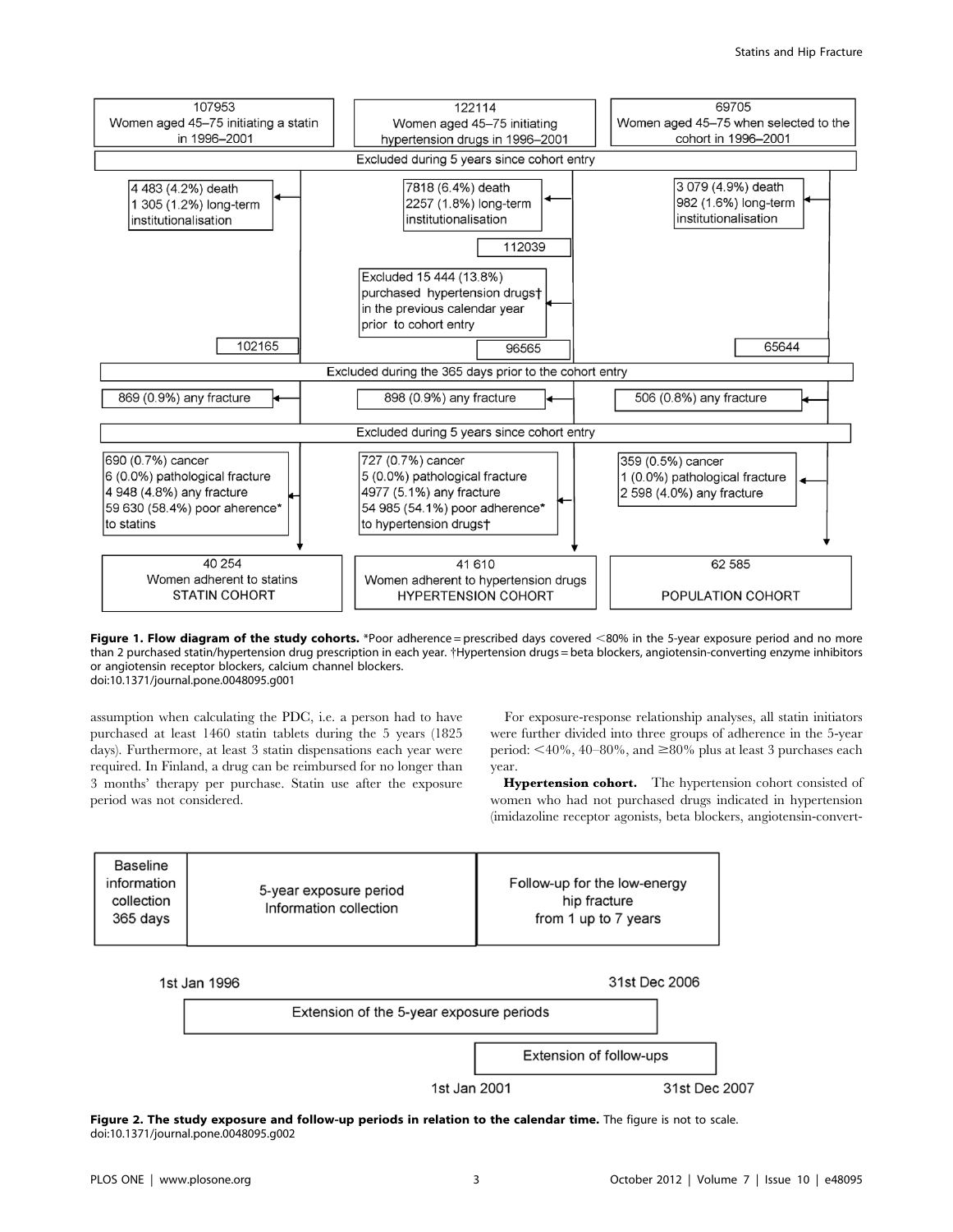**Figure 1. Flow diagram of the study cohorts.** *Poor adherence = prescribed days covered <80% in the 5-year exposure period and no more than 2 purchased statin/hypertension drug prescription in each year. †Hypertension drugs = beta blockers, angiotensin-converting enzyme inhibitors or angiotensin receptor blockers, calcium channel blockers.
doi:10.1371/journal.pone.0048095.g001

assumption when calculating the PDC, i.e. a person had to have purchased at least 1460 statin tablets during the 5 years (1825 days). Furthermore, at least 3 statin dispensations each year were required. In Finland, a drug can be reimbursed for no longer than 3 months' therapy per purchase. Statin use after the exposure period was not considered.

For exposure-response relationship analyses, all statin initiators were further divided into three groups of adherence in the 5-year period: <40%, 40–80%, and ≥80% plus at least 3 purchases each year.

**Hypertension cohort.** The hypertension cohort consisted of women who had not purchased drugs indicated in hypertension (imidazoline receptor agonists, beta blockers, angiotensin-convert-

**Figure 2. The study exposure and follow-up periods in relation to the calendar time.** The figure is not to scale.
doi:10.1371/journal.pone.0048095.g002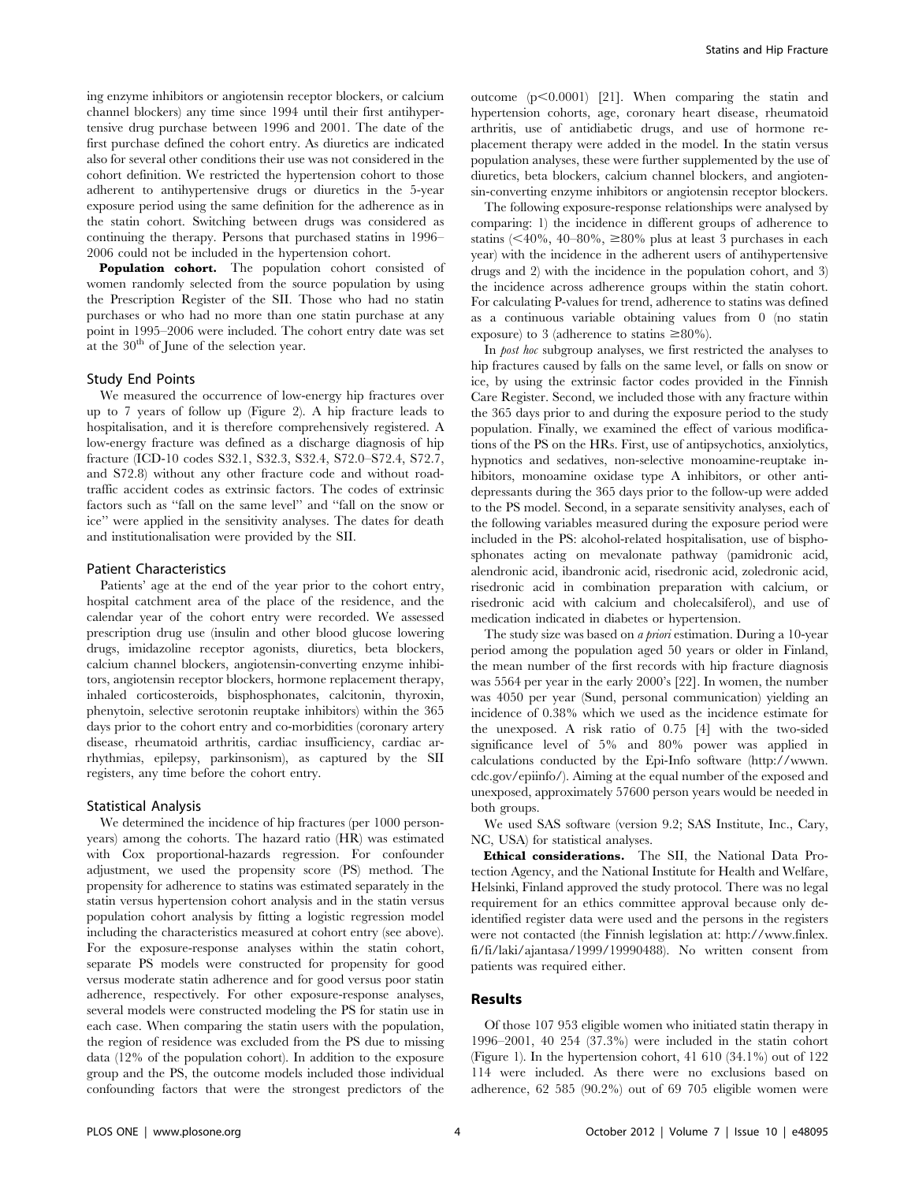ing enzyme inhibitors or angiotensin receptor blockers, or calcium channel blockers) any time since 1994 until their first antihypertensive drug purchase between 1996 and 2001. The date of the first purchase defined the cohort entry. As diuretics are indicated also for several other conditions their use was not considered in the cohort definition. We restricted the hypertension cohort to those adherent to antihypertensive drugs or diuretics in the 5-year exposure period using the same definition for the adherence as in the statin cohort. Switching between drugs was considered as continuing the therapy. Persons that purchased statins in 1996–2006 could not be included in the hypertension cohort.

**Population cohort.** The population cohort consisted of women randomly selected from the source population by using the Prescription Register of the SII. Those who had no statin purchases or who had no more than one statin purchase at any point in 1995–2006 were included. The cohort entry date was set at the 30th of June of the selection year.

### Study End Points

We measured the occurrence of low-energy hip fractures over up to 7 years of follow up (Figure 2). A hip fracture leads to hospitalisation, and it is therefore comprehensively registered. A low-energy fracture was defined as a discharge diagnosis of hip fracture (ICD-10 codes S32.1, S32.3, S32.4, S72.0–S72.4, S72.7, and S72.8) without any other fracture code and without road-traffic accident codes as extrinsic factors. The codes of extrinsic factors such as "fall on the same level" and "fall on the snow or ice" were applied in the sensitivity analyses. The dates for death and institutionalisation were provided by the SII.

### Patient Characteristics

Patients' age at the end of the year prior to the cohort entry, hospital catchment area of the place of the residence, and the calendar year of the cohort entry were recorded. We assessed prescription drug use (insulin and other blood glucose lowering drugs, imidazoline receptor agonists, diuretics, beta blockers, calcium channel blockers, angiotensin-converting enzyme inhibitors, angiotensin receptor blockers, hormone replacement therapy, inhaled corticosteroids, bisphosphonates, calcitonin, thyroxin, phenytoin, selective serotonin reuptake inhibitors) within the 365 days prior to the cohort entry and co-morbidities (coronary artery disease, rheumatoid arthritis, cardiac insufficiency, cardiac arrhythmias, epilepsy, parkinsonism), as captured by the SII registers, any time before the cohort entry.

### Statistical Analysis

We determined the incidence of hip fractures (per 1000 person-years) among the cohorts. The hazard ratio (HR) was estimated with Cox proportional-hazards regression. For confounder adjustment, we used the propensity score (PS) method. The propensity for adherence to statins was estimated separately in the statin versus hypertension cohort analysis and in the statin versus population cohort analysis by fitting a logistic regression model including the characteristics measured at cohort entry (see above). For the exposure-response analyses within the statin cohort, separate PS models were constructed for propensity for good versus moderate statin adherence and for good versus poor statin adherence, respectively. For other exposure-response analyses, several models were constructed modeling the PS for statin use in each case. When comparing the statin users with the population, the region of residence was excluded from the PS due to missing data (12% of the population cohort). In addition to the exposure group and the PS, the outcome models included those individual confounding factors that were the strongest predictors of the outcome ($p<0.0001$) [21]. When comparing the statin and hypertension cohorts, age, coronary heart disease, rheumatoid arthritis, use of antidiabetic drugs, and use of hormone replacement therapy were added in the model. In the statin versus population analyses, these were further supplemented by the use of diuretics, beta blockers, calcium channel blockers, and angiotensin-converting enzyme inhibitors or angiotensin receptor blockers.

The following exposure-response relationships were analysed by comparing: 1) the incidence in different groups of adherence to statins (<40%, 40–80%, ≥80% plus at least 3 purchases in each year) with the incidence in the adherent users of antihypertensive drugs and 2) with the incidence in the population cohort, and 3) the incidence across adherence groups within the statin cohort. For calculating P-values for trend, adherence to statins was defined as a continuous variable obtaining values from 0 (no statin exposure) to 3 (adherence to statins ≥80%).

In *post hoc* subgroup analyses, we first restricted the analyses to hip fractures caused by falls on the same level, or falls on snow or ice, by using the extrinsic factor codes provided in the Finnish Care Register. Second, we included those with any fracture within the 365 days prior to and during the exposure period to the study population. Finally, we examined the effect of various modifications of the PS on the HRs. First, use of antipsychotics, anxiolytics, hypnotics and sedatives, non-selective monoamine-reuptake inhibitors, monoamine oxidase type A inhibitors, or other antidepressants during the 365 days prior to the follow-up were added to the PS model. Second, in a separate sensitivity analyses, each of the following variables measured during the exposure period were included in the PS: alcohol-related hospitalisation, use of bisphosphonates acting on mevalonate pathway (pamidronic acid, alendronic acid, ibandronic acid, risedronic acid, zoledronic acid, risedronic acid in combination preparation with calcium, or risedronic acid with calcium and cholecalsiferol), and use of medication indicated in diabetes or hypertension.

The study size was based on *a priori* estimation. During a 10-year period among the population aged 50 years or older in Finland, the mean number of the first records with hip fracture diagnosis was 5564 per year in the early 2000's [22]. In women, the number was 4050 per year (Sund, personal communication) yielding an incidence of 0.38% which we used as the incidence estimate for the unexposed. A risk ratio of 0.75 [4] with the two-sided significance level of 5% and 80% power was applied in calculations conducted by the Epi-Info software (http://wwwn.cdc.gov/epiinfo/). Aiming at the equal number of the exposed and unexposed, approximately 57600 person years would be needed in both groups.

We used SAS software (version 9.2; SAS Institute, Inc., Cary, NC, USA) for statistical analyses.

**Ethical considerations.** The SII, the National Data Protection Agency, and the National Institute for Health and Welfare, Helsinki, Finland approved the study protocol. There was no legal requirement for an ethics committee approval because only de-identified register data were used and the persons in the registers were not contacted (the Finnish legislation at: http://www.finlex.fi/fi/laki/ajantasa/1999/19990488). No written consent from patients was required either.

## Results

Of those 107 953 eligible women who initiated statin therapy in 1996–2001, 40 254 (37.3%) were included in the statin cohort (Figure 1). In the hypertension cohort, 41 610 (34.1%) out of 122 114 were included. As there were no exclusions based on adherence, 62 585 (90.2%) out of 69 705 eligible women were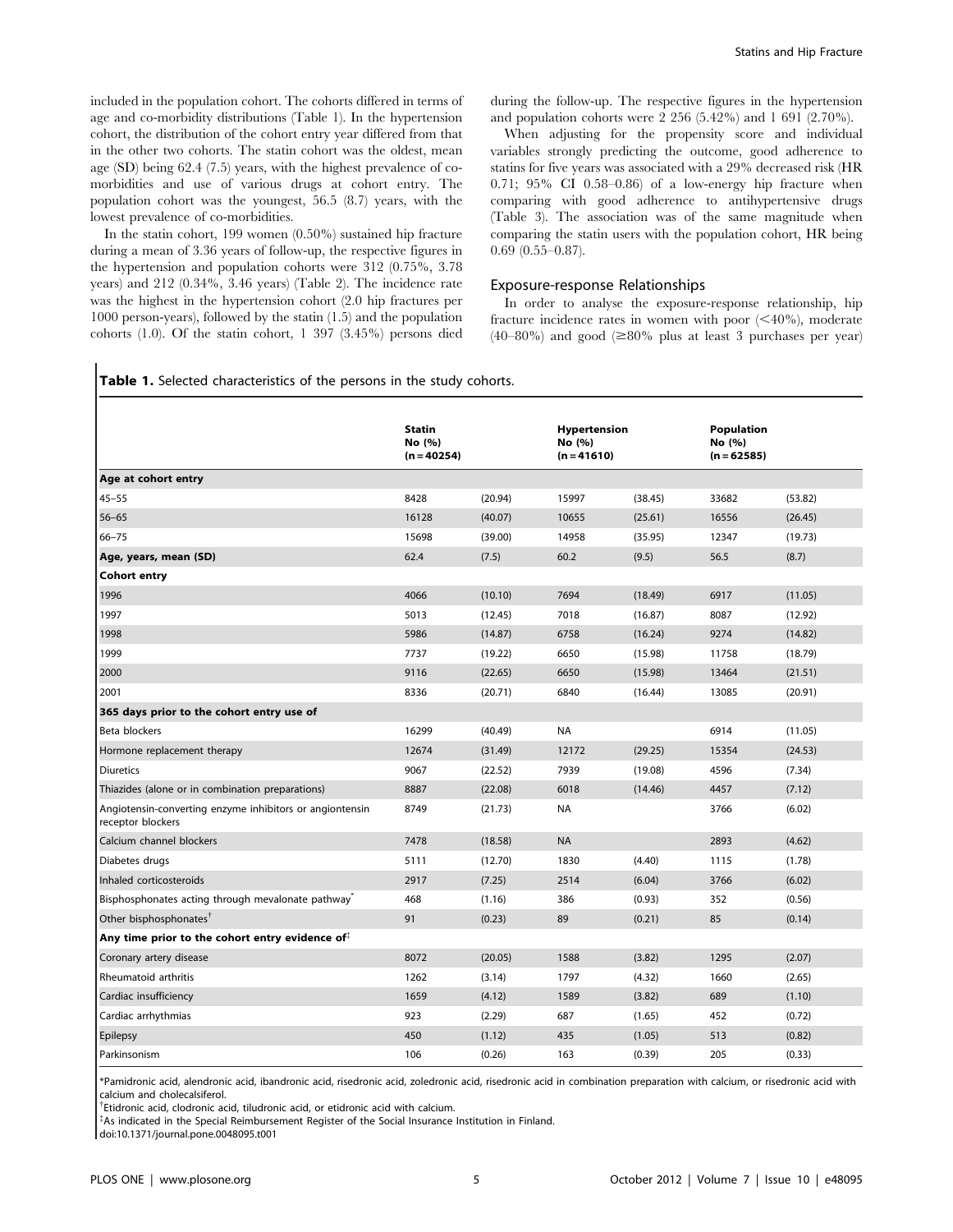included in the population cohort. The cohorts differed in terms of age and co-morbidity distributions (Table 1). In the hypertension cohort, the distribution of the cohort entry year differed from that in the other two cohorts. The statin cohort was the oldest, mean age (SD) being 62.4 (7.5) years, with the highest prevalence of co-morbidities and use of various drugs at cohort entry. The population cohort was the youngest, 56.5 (8.7) years, with the lowest prevalence of co-morbidities.

In the statin cohort, 199 women (0.50%) sustained hip fracture during a mean of 3.36 years of follow-up, the respective figures in the hypertension and population cohorts were 312 (0.75%, 3.78 years) and 212 (0.34%, 3.46 years) (Table 2). The incidence rate was the highest in the hypertension cohort (2.0 hip fractures per 1000 person-years), followed by the statin (1.5) and the population cohorts (1.0). Of the statin cohort, 1 397 (3.45%) persons died during the follow-up. The respective figures in the hypertension and population cohorts were 2 256 (5.42%) and 1 691 (2.70%).

When adjusting for the propensity score and individual variables strongly predicting the outcome, good adherence to statins for five years was associated with a 29% decreased risk (HR 0.71; 95% CI 0.58–0.86) of a low-energy hip fracture when comparing with good adherence to antihypertensive drugs (Table 3). The association was of the same magnitude when comparing the statin users with the population cohort, HR being 0.69 (0.55–0.87).

## Exposure-response Relationships

In order to analyse the exposure-response relationship, hip fracture incidence rates in women with poor (<40%), moderate (40–80%) and good (≥80% plus at least 3 purchases per year)

**Table 1.** Selected characteristics of the persons in the study cohorts.

| | Statin No (%) (n = 40254) | | Hypertension No (%) (n = 41610) | | Population No (%) (n = 62585) | |
|---|---|---|---|---|---|---|
| **Age at cohort entry** | | | | | | |
| 45–55 | 8428 | (20.94) | 15997 | (38.45) | 33682 | (53.82) |
| 56–65 | 16128 | (40.07) | 10655 | (25.61) | 16556 | (26.45) |
| 66–75 | 15698 | (39.00) | 14958 | (35.95) | 12347 | (19.73) |
| **Age, years, mean (SD)** | 62.4 | (7.5) | 60.2 | (9.5) | 56.5 | (8.7) |
| **Cohort entry** | | | | | | |
| 1996 | 4066 | (10.10) | 7694 | (18.49) | 6917 | (11.05) |
| 1997 | 5013 | (12.45) | 7018 | (16.87) | 8087 | (12.92) |
| 1998 | 5986 | (14.87) | 6758 | (16.24) | 9274 | (14.82) |
| 1999 | 7737 | (19.22) | 6650 | (15.98) | 11758 | (18.79) |
| 2000 | 9116 | (22.65) | 6650 | (15.98) | 13464 | (21.51) |
| 2001 | 8336 | (20.71) | 6840 | (16.44) | 13085 | (20.91) |
| **365 days prior to the cohort entry use of** | | | | | | |
| Beta blockers | 16299 | (40.49) | NA | | 6914 | (11.05) |
| Hormone replacement therapy | 12674 | (31.49) | 12172 | (29.25) | 15354 | (24.53) |
| Diuretics | 9067 | (22.52) | 7939 | (19.08) | 4596 | (7.34) |
| Thiazides (alone or in combination preparations) | 8887 | (22.08) | 6018 | (14.46) | 4457 | (7.12) |
| Angiotensin-converting enzyme inhibitors or angiontensin receptor blockers | 8749 | (21.73) | NA | | 3766 | (6.02) |
| Calcium channel blockers | 7478 | (18.58) | NA | | 2893 | (4.62) |
| Diabetes drugs | 5111 | (12.70) | 1830 | (4.40) | 1115 | (1.78) |
| Inhaled corticosteroids | 2917 | (7.25) | 2514 | (6.04) | 3766 | (6.02) |
| Bisphosphonates acting through mevalonate pathway* | 468 | (1.16) | 386 | (0.93) | 352 | (0.56) |
| Other bisphosphonates† | 91 | (0.23) | 89 | (0.21) | 85 | (0.14) |
| **Any time prior to the cohort entry evidence of‡** | | | | | | |
| Coronary artery disease | 8072 | (20.05) | 1588 | (3.82) | 1295 | (2.07) |
| Rheumatoid arthritis | 1262 | (3.14) | 1797 | (4.32) | 1660 | (2.65) |
| Cardiac insufficiency | 1659 | (4.12) | 1589 | (3.82) | 689 | (1.10) |
| Cardiac arrhythmias | 923 | (2.29) | 687 | (1.65) | 452 | (0.72) |
| Epilepsy | 450 | (1.12) | 435 | (1.05) | 513 | (0.82) |
| Parkinsonism | 106 | (0.26) | 163 | (0.39) | 205 | (0.33) |

*Pamidronic acid, alendronic acid, ibandronic acid, risedronic acid, zoledronic acid, risedronic acid in combination preparation with calcium, or risedronic acid with calcium and cholecalsiferol.
†Etidronic acid, clodronic acid, tiludronic acid, or etidronic acid with calcium.
‡As indicated in the Special Reimbursement Register of the Social Insurance Institution in Finland.
doi:10.1371/journal.pone.0048095.t001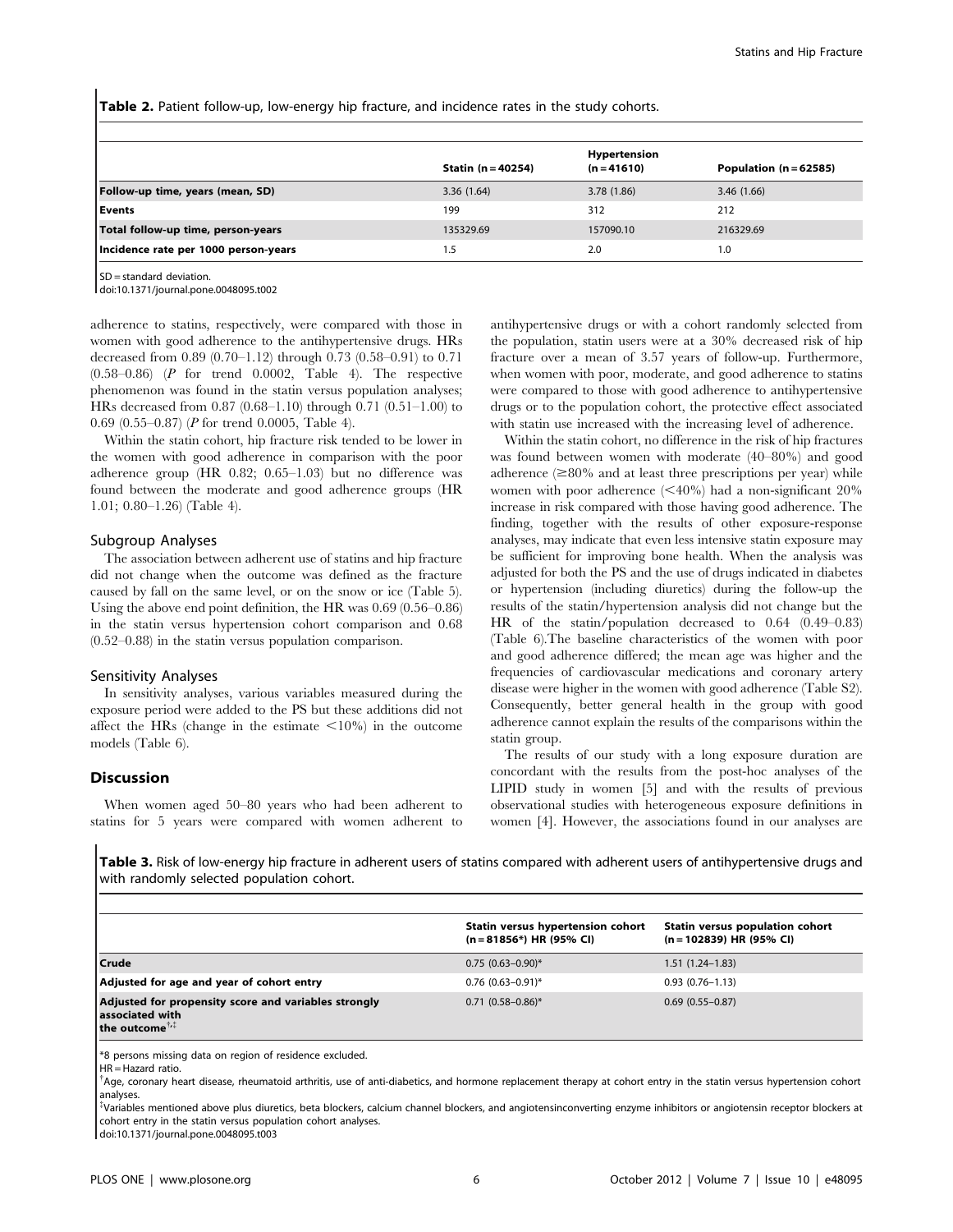**Table 2.** Patient follow-up, low-energy hip fracture, and incidence rates in the study cohorts.

| | Statin (n = 40254) | Hypertension (n = 41610) | Population (n = 62585) |
|---|---|---|---|
| Follow-up time, years (mean, SD) | 3.36 (1.64) | 3.78 (1.86) | 3.46 (1.66) |
| Events | 199 | 312 | 212 |
| Total follow-up time, person-years | 135329.69 | 157090.10 | 216329.69 |
| Incidence rate per 1000 person-years | 1.5 | 2.0 | 1.0 |

SD = standard deviation.
doi:10.1371/journal.pone.0048095.t002

adherence to statins, respectively, were compared with those in women with good adherence to the antihypertensive drugs. HRs decreased from 0.89 (0.70–1.12) through 0.73 (0.58–0.91) to 0.71 (0.58–0.86) (*P* for trend 0.0002, Table 4). The respective phenomenon was found in the statin versus population analyses; HRs decreased from 0.87 (0.68–1.10) through 0.71 (0.51–1.00) to 0.69 (0.55–0.87) (*P* for trend 0.0005, Table 4).

Within the statin cohort, hip fracture risk tended to be lower in the women with good adherence in comparison with the poor adherence group (HR 0.82; 0.65–1.03) but no difference was found between the moderate and good adherence groups (HR 1.01; 0.80–1.26) (Table 4).

### Subgroup Analyses

The association between adherent use of statins and hip fracture did not change when the outcome was defined as the fracture caused by fall on the same level, or on the snow or ice (Table 5). Using the above end point definition, the HR was 0.69 (0.56–0.86) in the statin versus hypertension cohort comparison and 0.68 (0.52–0.88) in the statin versus population comparison.

### Sensitivity Analyses

In sensitivity analyses, various variables measured during the exposure period were added to the PS but these additions did not affect the HRs (change in the estimate <10%) in the outcome models (Table 6).

## Discussion

When women aged 50–80 years who had been adherent to statins for 5 years were compared with women adherent to antihypertensive drugs or with a cohort randomly selected from the population, statin users were at a 30% decreased risk of hip fracture over a mean of 3.57 years of follow-up. Furthermore, when women with poor, moderate, and good adherence to statins were compared to those with good adherence to antihypertensive drugs or to the population cohort, the protective effect associated with statin use increased with the increasing level of adherence.

Within the statin cohort, no difference in the risk of hip fractures was found between women with moderate (40–80%) and good adherence (≥80% and at least three prescriptions per year) while women with poor adherence (<40%) had a non-significant 20% increase in risk compared with those having good adherence. The finding, together with the results of other exposure-response analyses, may indicate that even less intensive statin exposure may be sufficient for improving bone health. When the analysis was adjusted for both the PS and the use of drugs indicated in diabetes or hypertension (including diuretics) during the follow-up the results of the statin/hypertension analysis did not change but the HR of the statin/population decreased to 0.64 (0.49–0.83) (Table 6).The baseline characteristics of the women with poor and good adherence differed; the mean age was higher and the frequencies of cardiovascular medications and coronary artery disease were higher in the women with good adherence (Table S2). Consequently, better general health in the group with good adherence cannot explain the results of the comparisons within the statin group.

The results of our study with a long exposure duration are concordant with the results from the post-hoc analyses of the LIPID study in women [5] and with the results of previous observational studies with heterogeneous exposure definitions in women [4]. However, the associations found in our analyses are

**Table 3.** Risk of low-energy hip fracture in adherent users of statins compared with adherent users of antihypertensive drugs and with randomly selected population cohort.

| | Statin versus hypertension cohort (n = 81856*) HR (95% CI) | Statin versus population cohort (n = 102839) HR (95% CI) |
|---|---|---|
| Crude | 0.75 (0.63–0.90)* | 1.51 (1.24–1.83) |
| Adjusted for age and year of cohort entry | 0.76 (0.63–0.91)* | 0.93 (0.76–1.13) |
| Adjusted for propensity score and variables strongly associated with the outcome[†,‡] | 0.71 (0.58–0.86)* | 0.69 (0.55–0.87) |

*8 persons missing data on region of residence excluded.
HR = Hazard ratio.
[†]Age, coronary heart disease, rheumatoid arthritis, use of anti-diabetics, and hormone replacement therapy at cohort entry in the statin versus hypertension cohort analyses.
[‡]Variables mentioned above plus diuretics, beta blockers, calcium channel blockers, and angiotensinconverting enzyme inhibitors or angiotensin receptor blockers at cohort entry in the statin versus population cohort analyses.
doi:10.1371/journal.pone.0048095.t003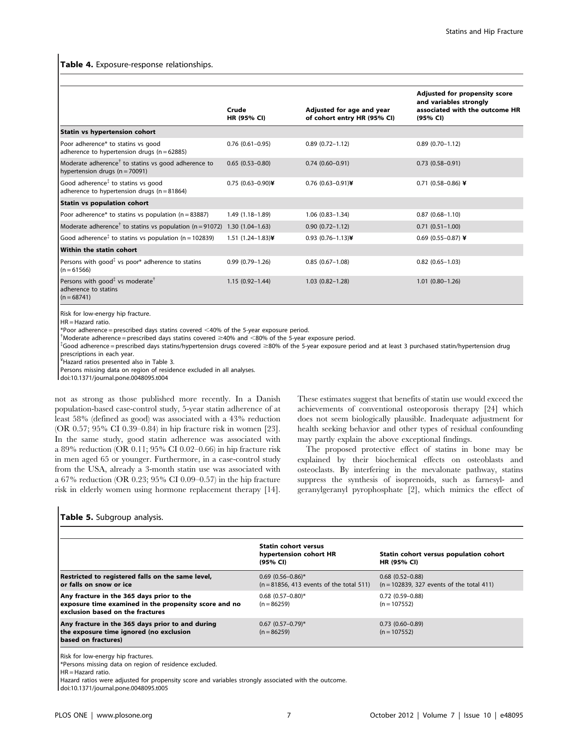**Table 4.** Exposure-response relationships.

| | Crude HR (95% CI) | Adjusted for age and year of cohort entry HR (95% CI) | Adjusted for propensity score and variables strongly associated with the outcome HR (95% CI) |
|---|---|---|---|
| **Statin vs hypertension cohort** | | | |
| Poor adherence* to statins vs good adherence to hypertension drugs (n = 62885) | 0.76 (0.61–0.95) | 0.89 (0.72–1.12) | 0.89 (0.70–1.12) |
| Moderate adherence† to statins vs good adherence to hypertension drugs (n = 70091) | 0.65 (0.53–0.80) | 0.74 (0.60–0.91) | 0.73 (0.58–0.91) |
| Good adherence‡ to statins vs good adherence to hypertension drugs (n = 81864) | 0.75 (0.63–0.90)¥ | 0.76 (0.63–0.91)¥ | 0.71 (0.58–0.86) ¥ |
| **Statin vs population cohort** | | | |
| Poor adherence* to statins vs population (n = 83887) | 1.49 (1.18–1.89) | 1.06 (0.83–1.34) | 0.87 (0.68–1.10) |
| Moderate adherence† to statins vs population (n = 91072) | 1.30 (1.04–1.63) | 0.90 (0.72–1.12) | 0.71 (0.51–1.00) |
| Good adherence‡ to statins vs population (n = 102839) | 1.51 (1.24–1.83)¥ | 0.93 (0.76–1.13)¥ | 0.69 (0.55–0.87) ¥ |
| **Within the statin cohort** | | | |
| Persons with good‡ vs poor* adherence to statins (n = 61566) | 0.99 (0.79–1.26) | 0.85 (0.67–1.08) | 0.82 (0.65–1.03) |
| Persons with good‡ vs moderate† adherence to statins (n = 68741) | 1.15 (0.92–1.44) | 1.03 (0.82–1.28) | 1.01 (0.80–1.26) |

Risk for low-energy hip fracture.
HR = Hazard ratio.
*Poor adherence = prescribed days statins covered <40% of the 5-year exposure period.
†Moderate adherence = prescribed days statins covered ≥40% and <80% of the 5-year exposure period.
‡Good adherence = prescribed days statins/hypertension drugs covered ≥80% of the 5-year exposure period and at least 3 purchased statin/hypertension drug prescriptions in each year.
¥Hazard ratios presented also in Table 3.
Persons missing data on region of residence excluded in all analyses.
doi:10.1371/journal.pone.0048095.t004

not as strong as those published more recently. In a Danish population-based case-control study, 5-year statin adherence of at least 58% (defined as good) was associated with a 43% reduction (OR 0.57; 95% CI 0.39–0.84) in hip fracture risk in women [23]. In the same study, good statin adherence was associated with a 89% reduction (OR 0.11; 95% CI 0.02–0.66) in hip fracture risk in men aged 65 or younger. Furthermore, in a case-control study from the USA, already a 3-month statin use was associated with a 67% reduction (OR 0.23; 95% CI 0.09–0.57) in the hip fracture risk in elderly women using hormone replacement therapy [14]. These estimates suggest that benefits of statin use would exceed the achievements of conventional osteoporosis therapy [24] which does not seem biologically plausible. Inadequate adjustment for health seeking behavior and other types of residual confounding may partly explain the above exceptional findings.

The proposed protective effect of statins in bone may be explained by their biochemical effects on osteoblasts and osteoclasts. By interfering in the mevalonate pathway, statins suppress the synthesis of isoprenoids, such as farnesyl- and geranylgeranyl pyrophosphate [2], which mimics the effect of

**Table 5.** Subgroup analysis.

| | Statin cohort versus hypertension cohort HR (95% CI) | Statin cohort versus population cohort HR (95% CI) |
|---|---|---|
| **Restricted to registered falls on the same level, or falls on snow or ice** | 0.69 (0.56–0.86)* (n = 81856, 413 events of the total 511) | 0.68 (0.52–0.88) (n = 102839, 327 events of the total 411) |
| **Any fracture in the 365 days prior to the exposure time examined in the propensity score and no exclusion based on the fractures** | 0.68 (0.57–0.80)* (n = 86259) | 0.72 (0.59–0.88) (n = 107552) |
| **Any fracture in the 365 days prior to and during the exposure time ignored (no exclusion based on fractures)** | 0.67 (0.57–0.79)* (n = 86259) | 0.73 (0.60–0.89) (n = 107552) |

Risk for low-energy hip fractures.
*Persons missing data on region of residence excluded.
HR = Hazard ratio.
Hazard ratios were adjusted for propensity score and variables strongly associated with the outcome.
doi:10.1371/journal.pone.0048095.t005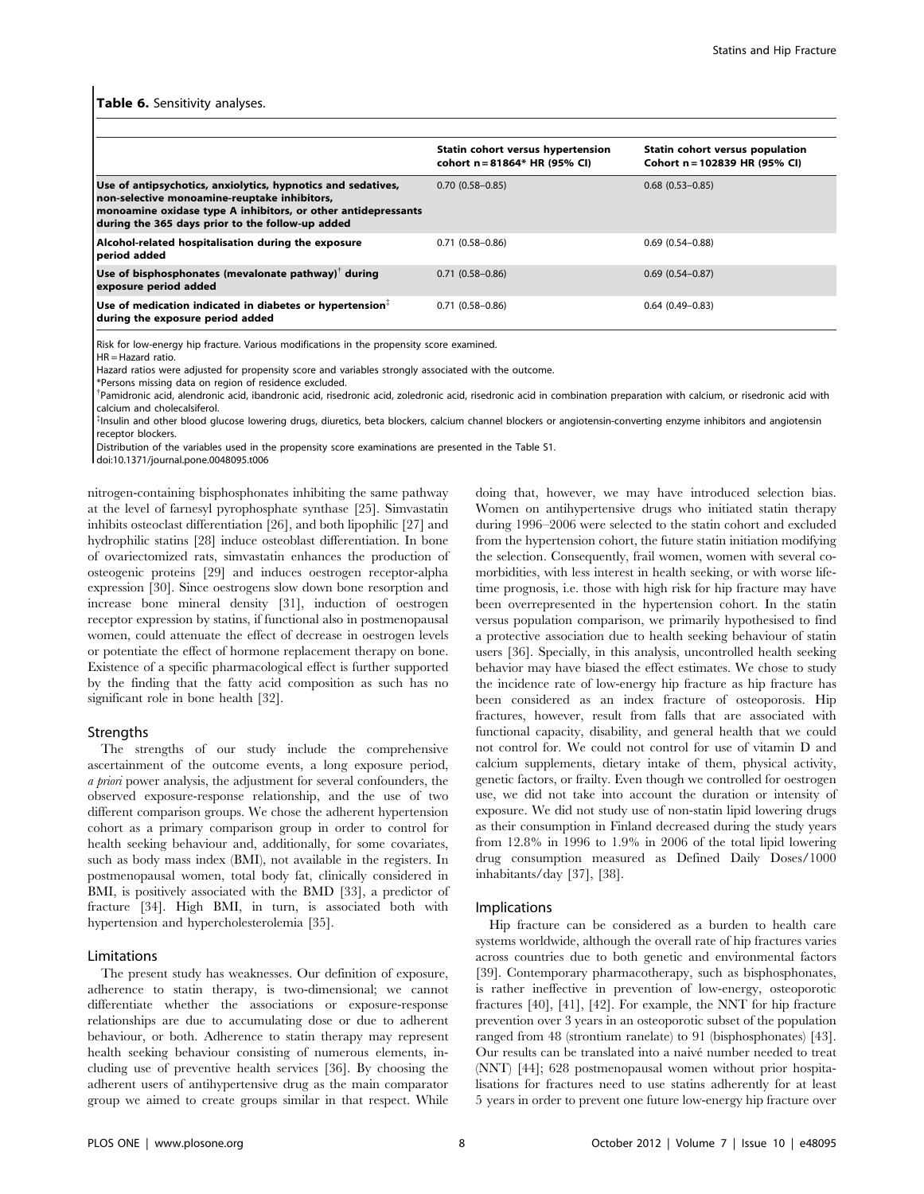**Table 6.** Sensitivity analyses.

| | Statin cohort versus hypertension cohort n = 81864* HR (95% CI) | Statin cohort versus population Cohort n = 102839 HR (95% CI) |
|---|---|---|
| **Use of antipsychotics, anxiolytics, hypnotics and sedatives, non-selective monoamine-reuptake inhibitors, monoamine oxidase type A inhibitors, or other antidepressants during the 365 days prior to the follow-up added** | 0.70 (0.58–0.85) | 0.68 (0.53–0.85) |
| **Alcohol-related hospitalisation during the exposure period added** | 0.71 (0.58–0.86) | 0.69 (0.54–0.88) |
| **Use of bisphosphonates (mevalonate pathway)† during exposure period added** | 0.71 (0.58–0.86) | 0.69 (0.54–0.87) |
| **Use of medication indicated in diabetes or hypertension‡ during the exposure period added** | 0.71 (0.58–0.86) | 0.64 (0.49–0.83) |

Risk for low-energy hip fracture. Various modifications in the propensity score examined.

HR = Hazard ratio.

Hazard ratios were adjusted for propensity score and variables strongly associated with the outcome.

*Persons missing data on region of residence excluded.

†Pamidronic acid, alendronic acid, ibandronic acid, risedronic acid, zoledronic acid, risedronic acid in combination preparation with calcium, or risedronic acid with calcium and cholecalsiferol.

‡Insulin and other blood glucose lowering drugs, diuretics, beta blockers, calcium channel blockers or angiotensin-converting enzyme inhibitors and angiotensin receptor blockers.

Distribution of the variables used in the propensity score examinations are presented in the Table S1.

doi:10.1371/journal.pone.0048095.t006

nitrogen-containing bisphosphonates inhibiting the same pathway at the level of farnesyl pyrophosphate synthase [25]. Simvastatin inhibits osteoclast differentiation [26], and both lipophilic [27] and hydrophilic statins [28] induce osteoblast differentiation. In bone of ovariectomized rats, simvastatin enhances the production of osteogenic proteins [29] and induces oestrogen receptor-alpha expression [30]. Since oestrogens slow down bone resorption and increase bone mineral density [31], induction of oestrogen receptor expression by statins, if functional also in postmenopausal women, could attenuate the effect of decrease in oestrogen levels or potentiate the effect of hormone replacement therapy on bone. Existence of a specific pharmacological effect is further supported by the finding that the fatty acid composition as such has no significant role in bone health [32].

## Strengths

The strengths of our study include the comprehensive ascertainment of the outcome events, a long exposure period, *a priori* power analysis, the adjustment for several confounders, the observed exposure-response relationship, and the use of two different comparison groups. We chose the adherent hypertension cohort as a primary comparison group in order to control for health seeking behaviour and, additionally, for some covariates, such as body mass index (BMI), not available in the registers. In postmenopausal women, total body fat, clinically considered in BMI, is positively associated with the BMD [33], a predictor of fracture [34]. High BMI, in turn, is associated both with hypertension and hypercholesterolemia [35].

## Limitations

The present study has weaknesses. Our definition of exposure, adherence to statin therapy, is two-dimensional; we cannot differentiate whether the associations or exposure-response relationships are due to accumulating dose or due to adherent behaviour, or both. Adherence to statin therapy may represent health seeking behaviour consisting of numerous elements, including use of preventive health services [36]. By choosing the adherent users of antihypertensive drug as the main comparator group we aimed to create groups similar in that respect. While doing that, however, we may have introduced selection bias. Women on antihypertensive drugs who initiated statin therapy during 1996–2006 were selected to the statin cohort and excluded from the hypertension cohort, the future statin initiation modifying the selection. Consequently, frail women, women with several co-morbidities, with less interest in health seeking, or with worse lifetime prognosis, i.e. those with high risk for hip fracture may have been overrepresented in the hypertension cohort. In the statin versus population comparison, we primarily hypothesised to find a protective association due to health seeking behaviour of statin users [36]. Specially, in this analysis, uncontrolled health seeking behavior may have biased the effect estimates. We chose to study the incidence rate of low-energy hip fracture as hip fracture has been considered as an index fracture of osteoporosis. Hip fractures, however, result from falls that are associated with functional capacity, disability, and general health that we could not control for. We could not control for use of vitamin D and calcium supplements, dietary intake of them, physical activity, genetic factors, or frailty. Even though we controlled for oestrogen use, we did not take into account the duration or intensity of exposure. We did not study use of non-statin lipid lowering drugs as their consumption in Finland decreased during the study years from 12.8% in 1996 to 1.9% in 2006 of the total lipid lowering drug consumption measured as Defined Daily Doses/1000 inhabitants/day [37], [38].

## Implications

Hip fracture can be considered as a burden to health care systems worldwide, although the overall rate of hip fractures varies across countries due to both genetic and environmental factors [39]. Contemporary pharmacotherapy, such as bisphosphonates, is rather ineffective in prevention of low-energy, osteoporotic fractures [40], [41], [42]. For example, the NNT for hip fracture prevention over 3 years in an osteoporotic subset of the population ranged from 48 (strontium ranelate) to 91 (bisphosphonates) [43]. Our results can be translated into a naivé number needed to treat (NNT) [44]; 628 postmenopausal women without prior hospitalisations for fractures need to use statins adherently for at least 5 years in order to prevent one future low-energy hip fracture over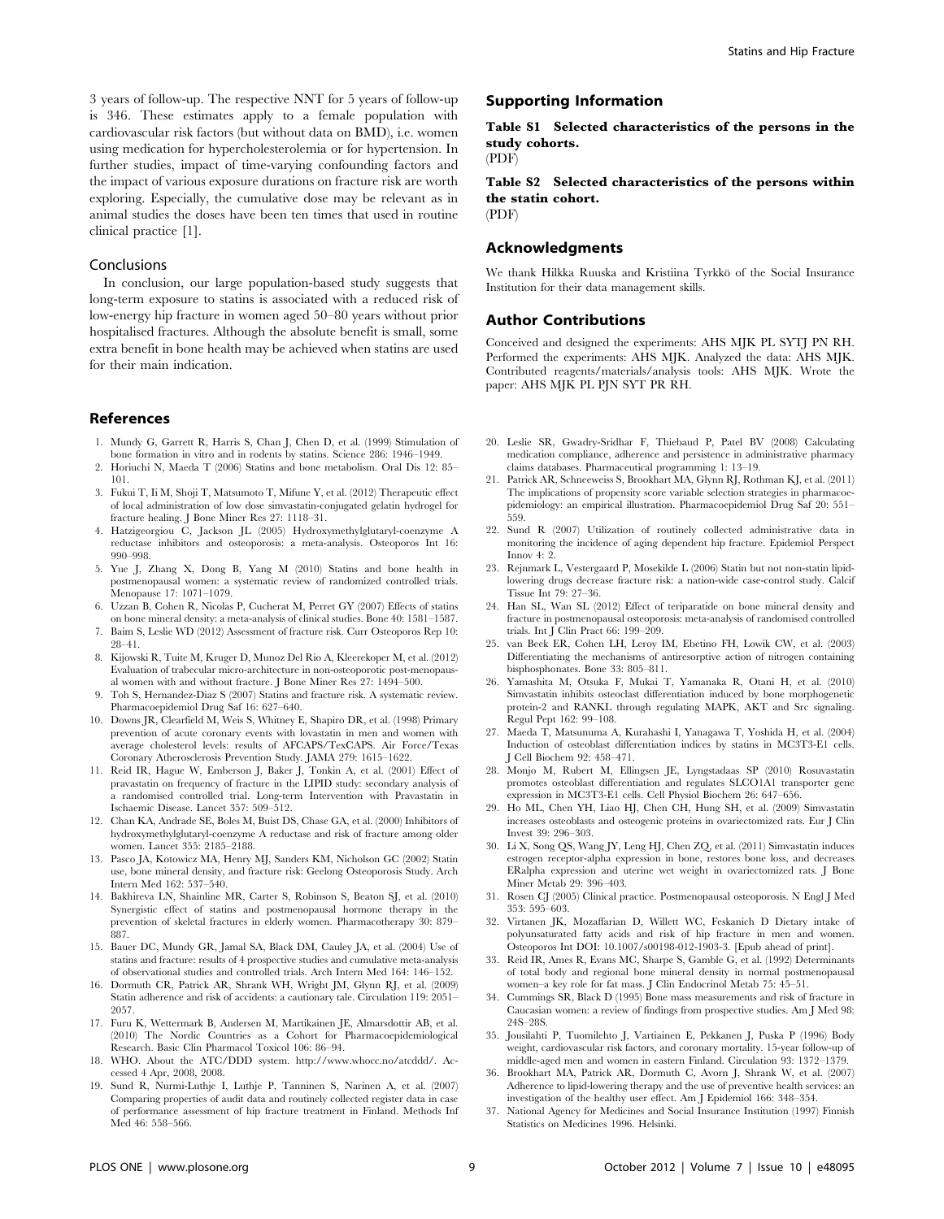3 years of follow-up. The respective NNT for 5 years of follow-up is 346. These estimates apply to a female population with cardiovascular risk factors (but without data on BMD), i.e. women using medication for hypercholesterolemia or for hypertension. In further studies, impact of time-varying confounding factors and the impact of various exposure durations on fracture risk are worth exploring. Especially, the cumulative dose may be relevant as in animal studies the doses have been ten times that used in routine clinical practice [1].

## Conclusions

In conclusion, our large population-based study suggests that long-term exposure to statins is associated with a reduced risk of low-energy hip fracture in women aged 50–80 years without prior hospitalised fractures. Although the absolute benefit is small, some extra benefit in bone health may be achieved when statins are used for their main indication.

## Supporting Information

**Table S1 Selected characteristics of the persons in the study cohorts.**
(PDF)

**Table S2 Selected characteristics of the persons within the statin cohort.**
(PDF)

## Acknowledgments

We thank Hilkka Ruuska and Kristiina Tyrkkö of the Social Insurance Institution for their data management skills.

## Author Contributions

Conceived and designed the experiments: AHS MJK PL SYTJ PN RH. Performed the experiments: AHS MJK. Analyzed the data: AHS MJK. Contributed reagents/materials/analysis tools: AHS MJK. Wrote the paper: AHS MJK PL PJN SYT PR RH.

## References

1. Mundy G, Garrett R, Harris S, Chan J, Chen D, et al. (1999) Stimulation of bone formation in vitro and in rodents by statins. Science 286: 1946–1949.
2. Horiuchi N, Maeda T (2006) Statins and bone metabolism. Oral Dis 12: 85–101.
3. Fukui T, Ii M, Shoji T, Matsumoto T, Mifune Y, et al. (2012) Therapeutic effect of local administration of low dose simvastatin-conjugated gelatin hydrogel for fracture healing. J Bone Miner Res 27: 1118–31.
4. Hatzigeorgiou C, Jackson JL (2005) Hydroxymethylglutaryl-coenzyme A reductase inhibitors and osteoporosis: a meta-analysis. Osteoporos Int 16: 990–998.
5. Yue J, Zhang X, Dong B, Yang M (2010) Statins and bone health in postmenopausal women: a systematic review of randomized controlled trials. Menopause 17: 1071–1079.
6. Uzzan B, Cohen R, Nicolas P, Cucherat M, Perret GY (2007) Effects of statins on bone mineral density: a meta-analysis of clinical studies. Bone 40: 1581–1587.
7. Baim S, Leslie WD (2012) Assessment of fracture risk. Curr Osteoporos Rep 10: 28–41.
8. Kijowski R, Tuite M, Kruger D, Munoz Del Rio A, Kleerekoper M, et al. (2012) Evaluation of trabecular micro-architecture in non-osteoporotic post-menopausal women with and without fracture. J Bone Miner Res 27: 1494–500.
9. Toh S, Hernandez-Diaz S (2007) Statins and fracture risk. A systematic review. Pharmacoepidemiol Drug Saf 16: 627–640.
10. Downs JR, Clearfield M, Weis S, Whitney E, Shapiro DR, et al. (1998) Primary prevention of acute coronary events with lovastatin in men and women with average cholesterol levels: results of AFCAPS/TexCAPS. Air Force/Texas Coronary Atherosclerosis Prevention Study. JAMA 279: 1615–1622.
11. Reid IR, Hague W, Emberson J, Baker J, Tonkin A, et al. (2001) Effect of pravastatin on frequency of fracture in the LIPID study: secondary analysis of a randomised controlled trial. Long-term Intervention with Pravastatin in Ischaemic Disease. Lancet 357: 509–512.
12. Chan KA, Andrade SE, Boles M, Buist DS, Chase GA, et al. (2000) Inhibitors of hydroxymethylglutaryl-coenzyme A reductase and risk of fracture among older women. Lancet 355: 2185–2188.
13. Pasco JA, Kotowicz MA, Henry MJ, Sanders KM, Nicholson GC (2002) Statin use, bone mineral density, and fracture risk: Geelong Osteoporosis Study. Arch Intern Med 162: 537–540.
14. Bakhireva LN, Shainline MR, Carter S, Robinson S, Beaton SJ, et al. (2010) Synergistic effect of statins and postmenopausal hormone therapy in the prevention of skeletal fractures in elderly women. Pharmacotherapy 30: 879–887.
15. Bauer DC, Mundy GR, Jamal SA, Black DM, Cauley JA, et al. (2004) Use of statins and fracture: results of 4 prospective studies and cumulative meta-analysis of observational studies and controlled trials. Arch Intern Med 164: 146–152.
16. Dormuth CR, Patrick AR, Shrank WH, Wright JM, Glynn RJ, et al. (2009) Statin adherence and risk of accidents: a cautionary tale. Circulation 119: 2051–2057.
17. Furu K, Wettermark B, Andersen M, Martikainen JE, Almarsdottir AB, et al. (2010) The Nordic Countries as a Cohort for Pharmacoepidemiological Research. Basic Clin Pharmacol Toxicol 106: 86–94.
18. WHO. About the ATC/DDD system. http://www.whocc.no/atcddd/. Accessed 4 Apr, 2008, 2008.
19. Sund R, Nurmi-Luthje I, Luthje P, Tanninen S, Narinen A, et al. (2007) Comparing properties of audit data and routinely collected register data in case of performance assessment of hip fracture treatment in Finland. Methods Inf Med 46: 558–566.
20. Leslie SR, Gwadry-Sridhar F, Thiebaud P, Patel BV (2008) Calculating medication compliance, adherence and persistence in administrative pharmacy claims databases. Pharmaceutical programming 1: 13–19.
21. Patrick AR, Schneeweiss S, Brookhart MA, Glynn RJ, Rothman KJ, et al. (2011) The implications of propensity score variable selection strategies in pharmacoepidemiology: an empirical illustration. Pharmacoepidemiol Drug Saf 20: 551–559.
22. Sund R (2007) Utilization of routinely collected administrative data in monitoring the incidence of aging dependent hip fracture. Epidemiol Perspect Innov 4: 2.
23. Rejnmark L, Vestergaard P, Mosekilde L (2006) Statin but not non-statin lipid-lowering drugs decrease fracture risk: a nation-wide case-control study. Calcif Tissue Int 79: 27–36.
24. Han SL, Wan SL (2012) Effect of teriparatide on bone mineral density and fracture in postmenopausal osteoporosis: meta-analysis of randomised controlled trials. Int J Clin Pract 66: 199–209.
25. van Beek ER, Cohen LH, Leroy IM, Ebetino FH, Lowik CW, et al. (2003) Differentiating the mechanisms of antiresorptive action of nitrogen containing bisphosphonates. Bone 33: 805–811.
26. Yamashita M, Otsuka F, Mukai T, Yamanaka R, Otani H, et al. (2010) Simvastatin inhibits osteoclast differentiation induced by bone morphogenetic protein-2 and RANKL through regulating MAPK, AKT and Src signaling. Regul Pept 162: 99–108.
27. Maeda T, Matsunuma A, Kurahashi I, Yanagawa T, Yoshida H, et al. (2004) Induction of osteoblast differentiation indices by statins in MC3T3-E1 cells. J Cell Biochem 92: 458–471.
28. Monjo M, Rubert M, Ellingsen JE, Lyngstadaas SP (2010) Rosuvastatin promotes osteoblast differentiation and regulates SLCO1A1 transporter gene expression in MC3T3-E1 cells. Cell Physiol Biochem 26: 647–656.
29. Ho ML, Chen YH, Liao HJ, Chen CH, Hung SH, et al. (2009) Simvastatin increases osteoblasts and osteogenic proteins in ovariectomized rats. Eur J Clin Invest 39: 296–303.
30. Li X, Song QS, Wang JY, Leng HJ, Chen ZQ, et al. (2011) Simvastatin induces estrogen receptor-alpha expression in bone, restores bone loss, and decreases ERalpha expression and uterine wet weight in ovariectomized rats. J Bone Miner Metab 29: 396–403.
31. Rosen CJ (2005) Clinical practice. Postmenopausal osteoporosis. N Engl J Med 353: 595–603.
32. Virtanen JK, Mozaffarian D, Willett WC, Feskanich D Dietary intake of polyunsaturated fatty acids and risk of hip fracture in men and women. Osteoporos Int DOI: 10.1007/s00198-012-1903-3. [Epub ahead of print].
33. Reid IR, Ames R, Evans MC, Sharpe S, Gamble G, et al. (1992) Determinants of total body and regional bone mineral density in normal postmenopausal women–a key role for fat mass. J Clin Endocrinol Metab 75: 45–51.
34. Cummings SR, Black D (1995) Bone mass measurements and risk of fracture in Caucasian women: a review of findings from prospective studies. Am J Med 98: 24S–28S.
35. Jousilahti P, Tuomilehto J, Vartiainen E, Pekkanen J, Puska P (1996) Body weight, cardiovascular risk factors, and coronary mortality. 15-year follow-up of middle-aged men and women in eastern Finland. Circulation 93: 1372–1379.
36. Brookhart MA, Patrick AR, Dormuth C, Avorn J, Shrank W, et al. (2007) Adherence to lipid-lowering therapy and the use of preventive health services: an investigation of the healthy user effect. Am J Epidemiol 166: 348–354.
37. National Agency for Medicines and Social Insurance Institution (1997) Finnish Statistics on Medicines 1996. Helsinki.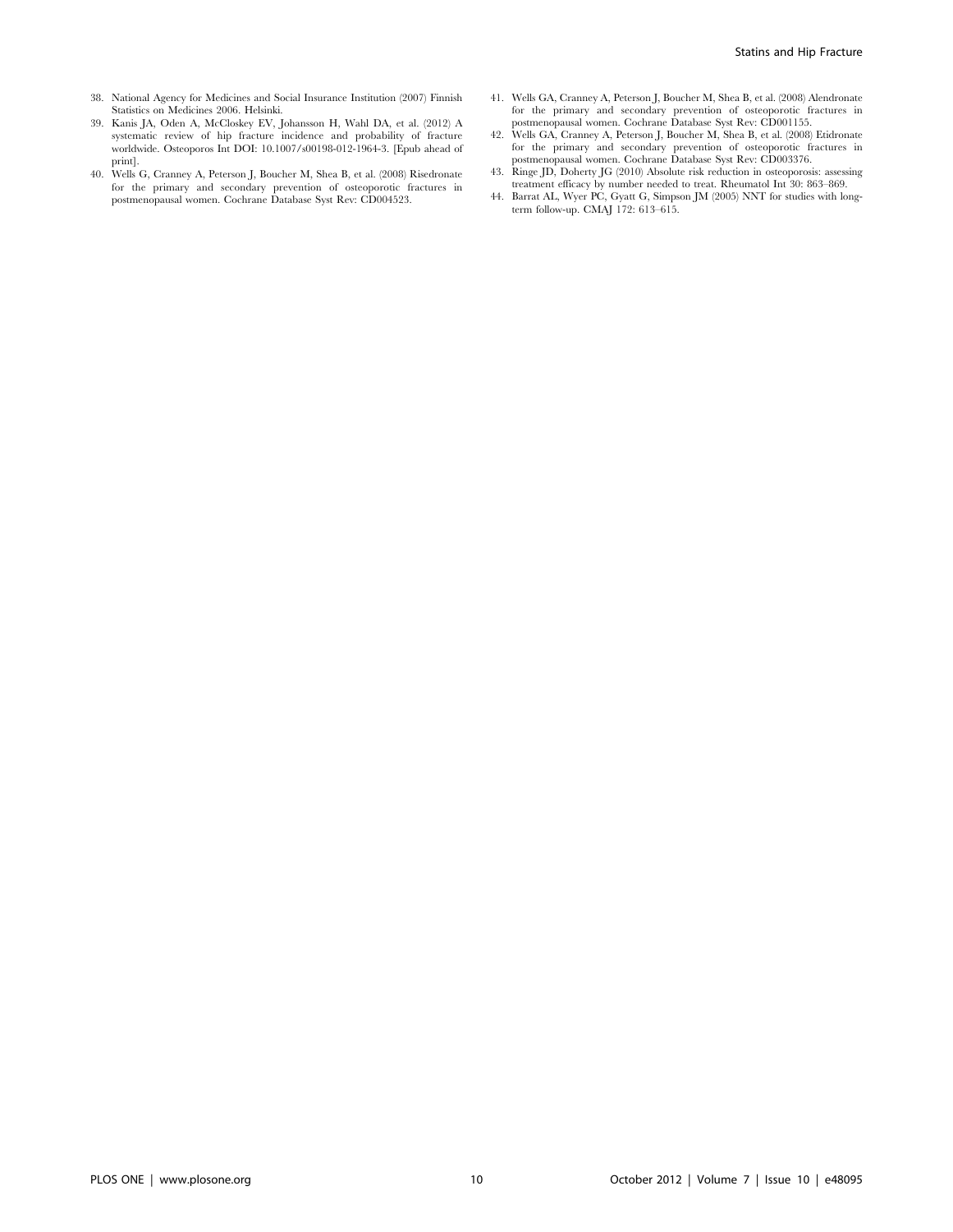38. National Agency for Medicines and Social Insurance Institution (2007) Finnish Statistics on Medicines 2006. Helsinki.
39. Kanis JA, Oden A, McCloskey EV, Johansson H, Wahl DA, et al. (2012) A systematic review of hip fracture incidence and probability of fracture worldwide. Osteoporos Int DOI: 10.1007/s00198-012-1964-3. [Epub ahead of print].
40. Wells G, Cranney A, Peterson J, Boucher M, Shea B, et al. (2008) Risedronate for the primary and secondary prevention of osteoporotic fractures in postmenopausal women. Cochrane Database Syst Rev: CD004523.
41. Wells GA, Cranney A, Peterson J, Boucher M, Shea B, et al. (2008) Alendronate for the primary and secondary prevention of osteoporotic fractures in postmenopausal women. Cochrane Database Syst Rev: CD001155.
42. Wells GA, Cranney A, Peterson J, Boucher M, Shea B, et al. (2008) Etidronate for the primary and secondary prevention of osteoporotic fractures in postmenopausal women. Cochrane Database Syst Rev: CD003376.
43. Ringe JD, Doherty JG (2010) Absolute risk reduction in osteoporosis: assessing treatment efficacy by number needed to treat. Rheumatol Int 30: 863–869.
44. Barrat AL, Wyer PC, Gyatt G, Simpson JM (2005) NNT for studies with long-term follow-up. CMAJ 172: 613–615.